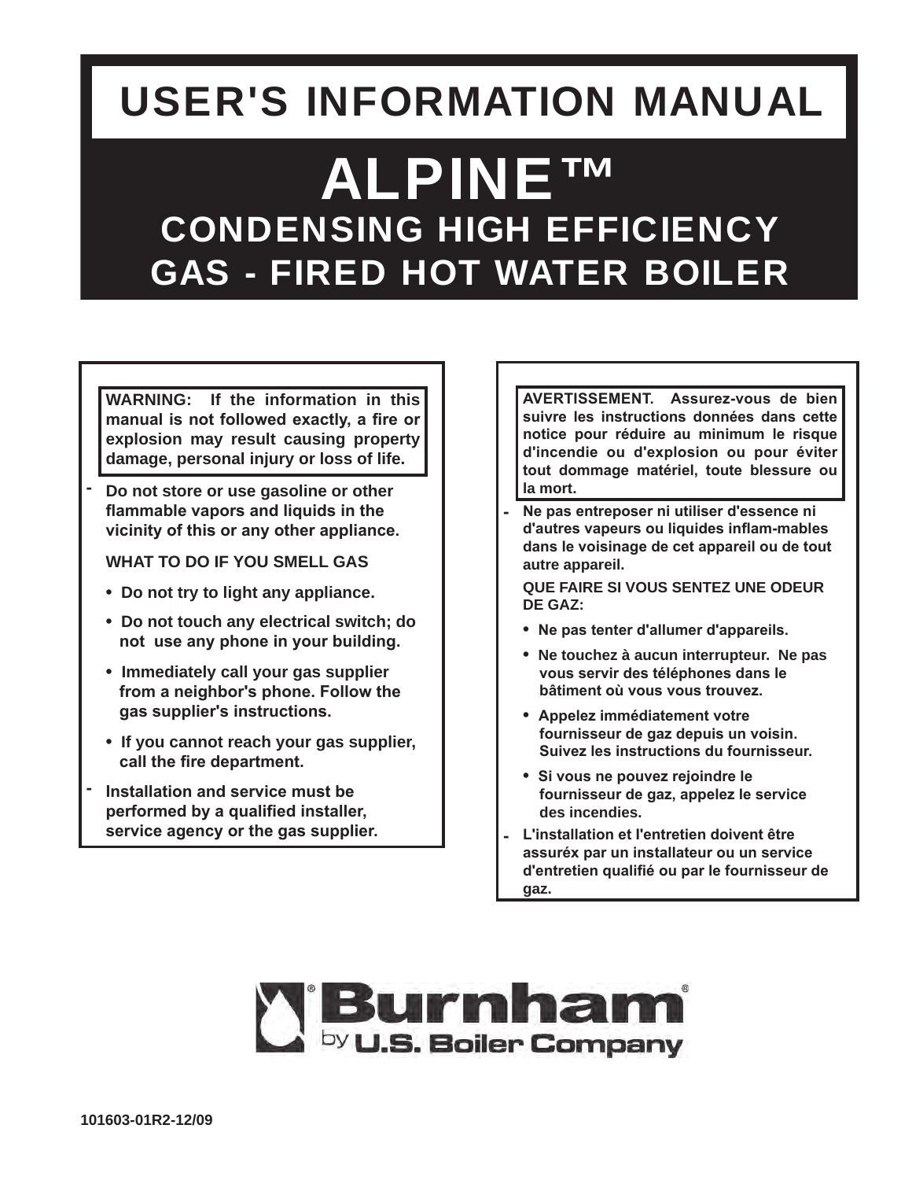# USER'S INFORMATION MANUAL

# ALPINE™

## CONDENSING HIGH EFFICIENCY GAS - FIRED HOT WATER BOILER

**WARNING: If the information in this manual is not followed exactly, a fire or explosion may result causing property damage, personal injury or loss of life.**

- **Do not store or use gasoline or other flammable vapors and liquids in the vicinity of this or any other appliance.**

  **WHAT TO DO IF YOU SMELL GAS**

  - **Do not try to light any appliance.**
  - **Do not touch any electrical switch; do not use any phone in your building.**
  - **Immediately call your gas supplier from a neighbor's phone. Follow the gas supplier's instructions.**
  - **If you cannot reach your gas supplier, call the fire department.**

- **Installation and service must be performed by a qualified installer, service agency or the gas supplier.**

**AVERTISSEMENT. Assurez-vous de bien suivre les instructions données dans cette notice pour réduire au minimum le risque d'incendie ou d'explosion ou pour éviter tout dommage matériel, toute blessure ou la mort.**

- **Ne pas entreposer ni utiliser d'essence ni d'autres vapeurs ou liquides inflam-mables dans le voisinage de cet appareil ou de tout autre appareil.**

  **QUE FAIRE SI VOUS SENTEZ UNE ODEUR DE GAZ:**

  - **Ne pas tenter d'allumer d'appareils.**
  - **Ne touchez à aucun interrupteur. Ne pas vous servir des téléphones dans le bâtiment où vous vous trouvez.**
  - **Appelez immédiatement votre fournisseur de gaz depuis un voisin. Suivez les instructions du fournisseur.**
  - **Si vous ne pouvez rejoindre le fournisseur de gaz, appelez le service des incendies.**

- **L'installation et l'entretien doivent être assuréx par un installateur ou un service d'entretien qualifié ou par le fournisseur de gaz.**

**Burnham®** by **U.S. Boiler Company**

101603-01R2-12/09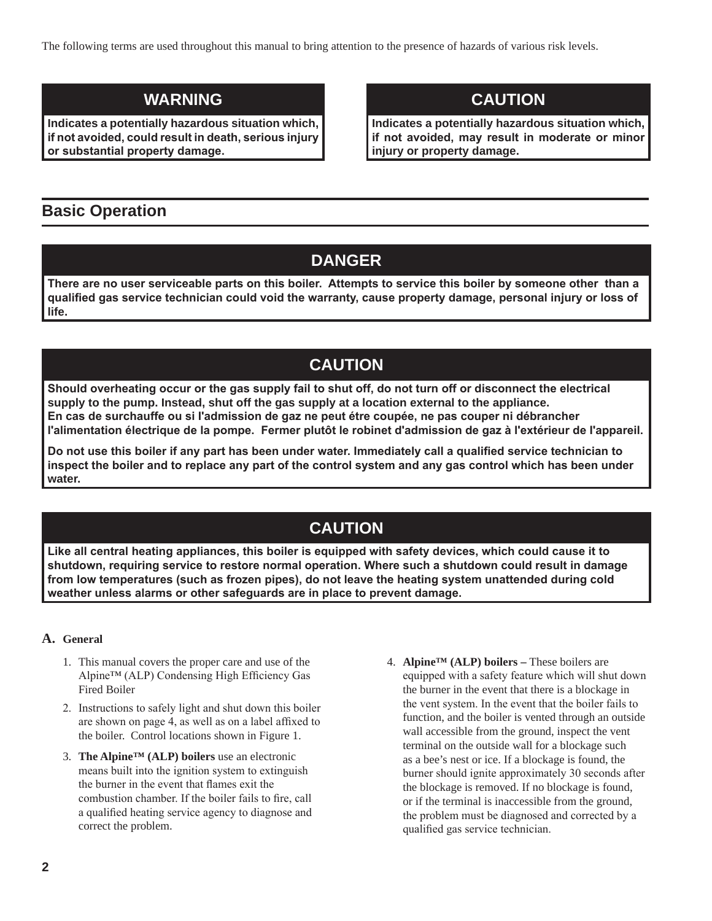The following terms are used throughout this manual to bring attention to the presence of hazards of various risk levels.

**WARNING**

**Indicates a potentially hazardous situation which, if not avoided, could result in death, serious injury or substantial property damage.**

**CAUTION**

**Indicates a potentially hazardous situation which, if not avoided, may result in moderate or minor injury or property damage.**

## Basic Operation

**DANGER**

**There are no user serviceable parts on this boiler. Attempts to service this boiler by someone other than a qualified gas service technician could void the warranty, cause property damage, personal injury or loss of life.**

**CAUTION**

**Should overheating occur or the gas supply fail to shut off, do not turn off or disconnect the electrical supply to the pump. Instead, shut off the gas supply at a location external to the appliance.**
**En cas de surchauffe ou si l'admission de gaz ne peut étre coupée, ne pas couper ni débrancher l'alimentation électrique de la pompe. Fermer plutôt le robinet d'admission de gaz à l'extérieur de l'appareil.**

**Do not use this boiler if any part has been under water. Immediately call a qualified service technician to inspect the boiler and to replace any part of the control system and any gas control which has been under water.**

**CAUTION**

**Like all central heating appliances, this boiler is equipped with safety devices, which could cause it to shutdown, requiring service to restore normal operation. Where such a shutdown could result in damage from low temperatures (such as frozen pipes), do not leave the heating system unattended during cold weather unless alarms or other safeguards are in place to prevent damage.**

### A. General

1. This manual covers the proper care and use of the Alpine™ (ALP) Condensing High Efficiency Gas Fired Boiler
2. Instructions to safely light and shut down this boiler are shown on page 4, as well as on a label affixed to the boiler. Control locations shown in Figure 1.
3. **The Alpine™ (ALP) boilers** use an electronic means built into the ignition system to extinguish the burner in the event that flames exit the combustion chamber. If the boiler fails to fire, call a qualified heating service agency to diagnose and correct the problem.
4. **Alpine™ (ALP) boilers –** These boilers are equipped with a safety feature which will shut down the burner in the event that there is a blockage in the vent system. In the event that the boiler fails to function, and the boiler is vented through an outside wall accessible from the ground, inspect the vent terminal on the outside wall for a blockage such as a bee's nest or ice. If a blockage is found, the burner should ignite approximately 30 seconds after the blockage is removed. If no blockage is found, or if the terminal is inaccessible from the ground, the problem must be diagnosed and corrected by a qualified gas service technician.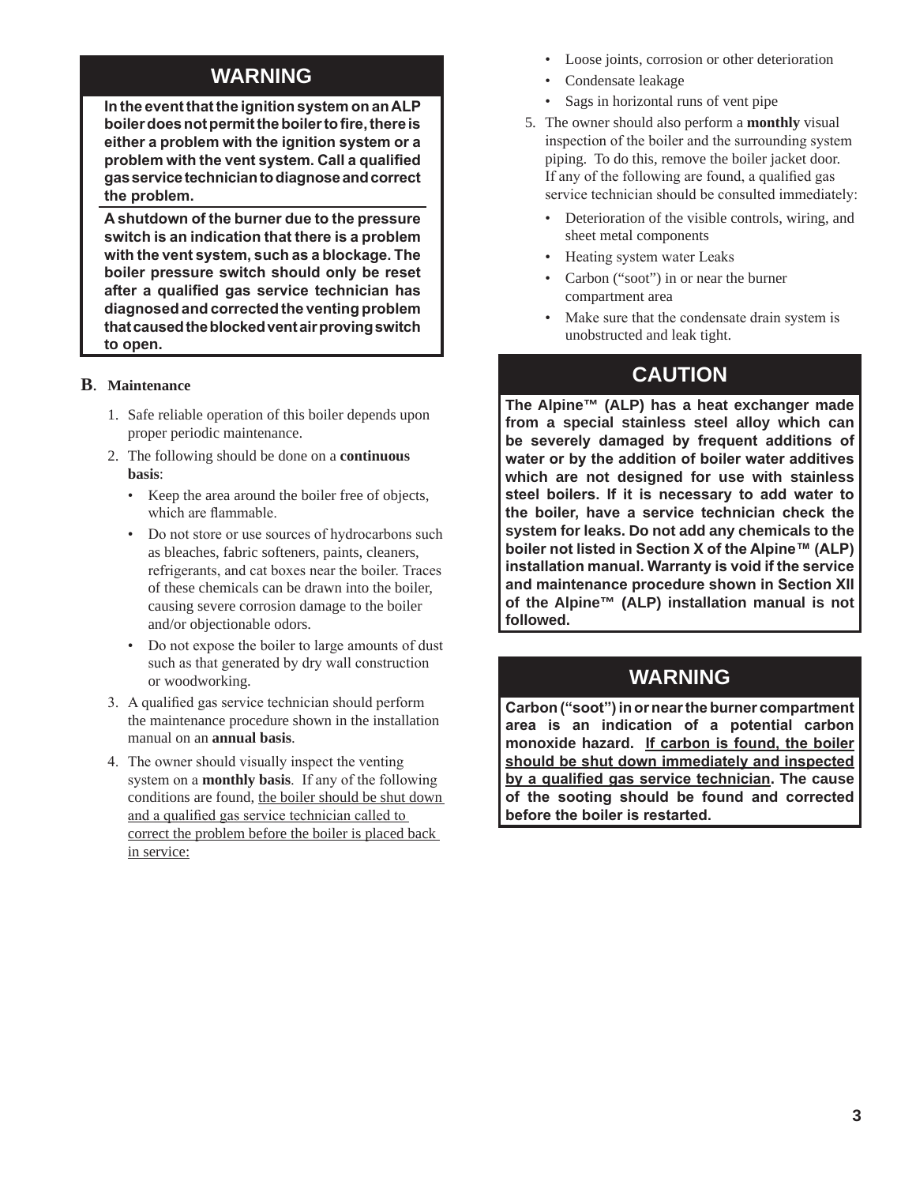## WARNING

**In the event that the ignition system on an ALP boiler does not permit the boiler to fire, there is either a problem with the ignition system or a problem with the vent system. Call a qualified gas service technician to diagnose and correct the problem.**

**A shutdown of the burner due to the pressure switch is an indication that there is a problem with the vent system, such as a blockage. The boiler pressure switch should only be reset after a qualified gas service technician has diagnosed and corrected the venting problem that caused the blocked vent air proving switch to open.**

### B. Maintenance

1. Safe reliable operation of this boiler depends upon proper periodic maintenance.
2. The following should be done on a **continuous basis**:
   - Keep the area around the boiler free of objects, which are flammable.
   - Do not store or use sources of hydrocarbons such as bleaches, fabric softeners, paints, cleaners, refrigerants, and cat boxes near the boiler. Traces of these chemicals can be drawn into the boiler, causing severe corrosion damage to the boiler and/or objectionable odors.
   - Do not expose the boiler to large amounts of dust such as that generated by dry wall construction or woodworking.
3. A qualified gas service technician should perform the maintenance procedure shown in the installation manual on an **annual basis**.
4. The owner should visually inspect the venting system on a **monthly basis**. If any of the following conditions are found, <u>the boiler should be shut down and a qualified gas service technician called to correct the problem before the boiler is placed back in service:</u>
   - Loose joints, corrosion or other deterioration
   - Condensate leakage
   - Sags in horizontal runs of vent pipe
5. The owner should also perform a **monthly** visual inspection of the boiler and the surrounding system piping. To do this, remove the boiler jacket door. If any of the following are found, a qualified gas service technician should be consulted immediately:
   - Deterioration of the visible controls, wiring, and sheet metal components
   - Heating system water Leaks
   - Carbon ("soot") in or near the burner compartment area
   - Make sure that the condensate drain system is unobstructed and leak tight.

## CAUTION

**The Alpine™ (ALP) has a heat exchanger made from a special stainless steel alloy which can be severely damaged by frequent additions of water or by the addition of boiler water additives which are not designed for use with stainless steel boilers. If it is necessary to add water to the boiler, have a service technician check the system for leaks. Do not add any chemicals to the boiler not listed in Section X of the Alpine™ (ALP) installation manual. Warranty is void if the service and maintenance procedure shown in Section XII of the Alpine™ (ALP) installation manual is not followed.**

## WARNING

**Carbon ("soot") in or near the burner compartment area is an indication of a potential carbon monoxide hazard. <u>If carbon is found, the boiler should be shut down immediately and inspected by a qualified gas service technician</u>. The cause of the sooting should be found and corrected before the boiler is restarted.**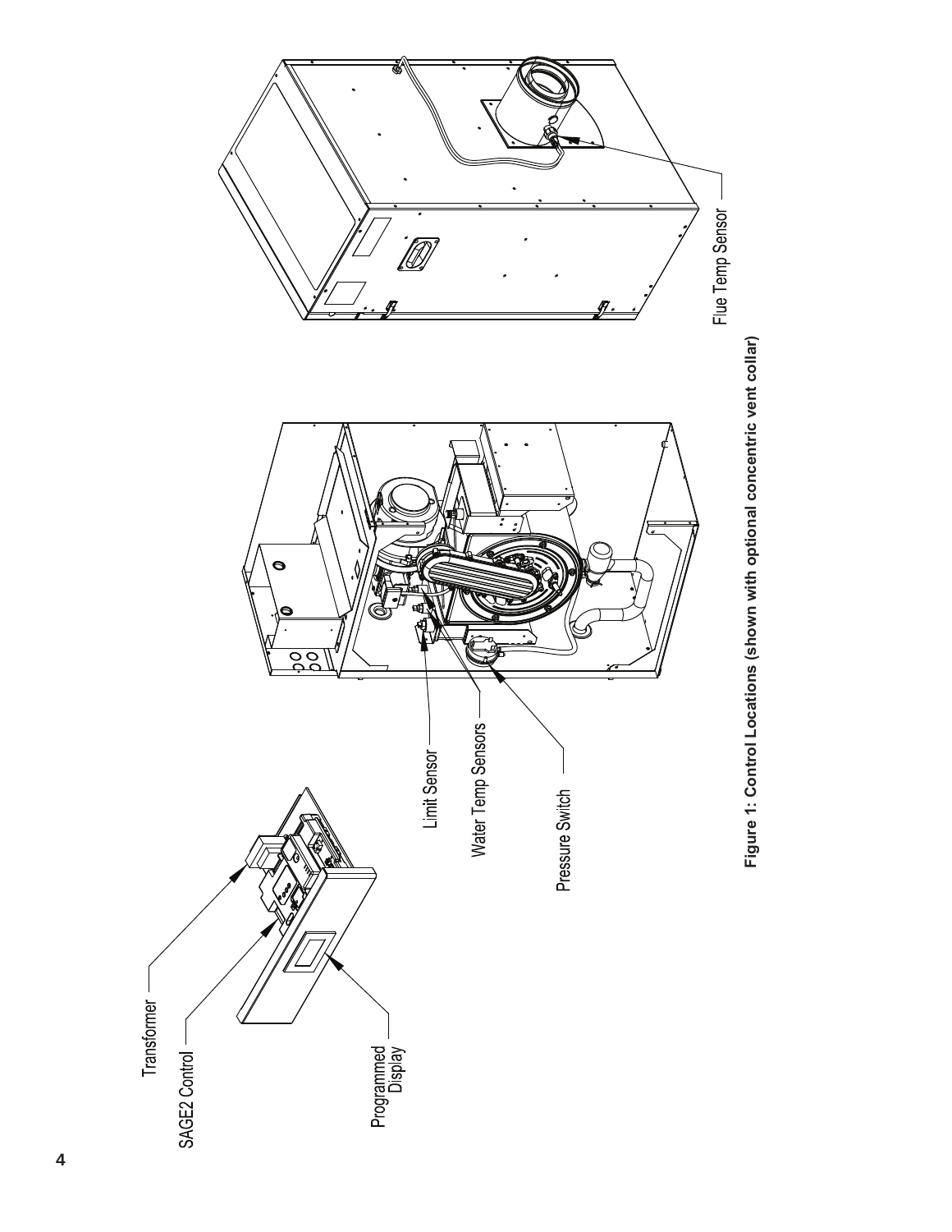Transformer

SAGE2 Control

Programmed Display

Limit Sensor

Water Temp Sensors

Pressure Switch

Flue Temp Sensor

**Figure 1: Control Locations (shown with optional concentric vent collar)**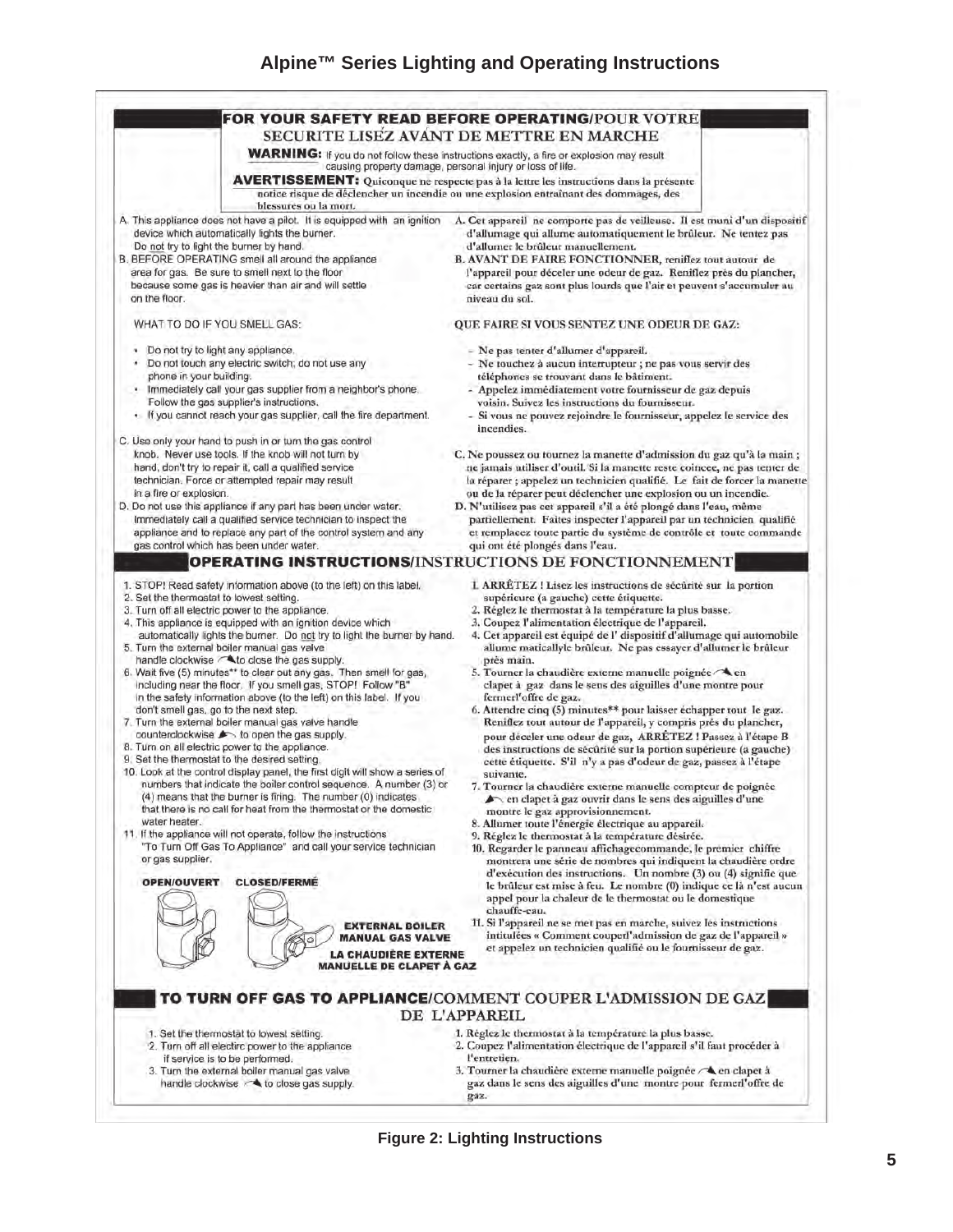# Alpine™ Series Lighting and Operating Instructions

## FOR YOUR SAFETY READ BEFORE OPERATING/POUR VOTRE SECURITE LISÉZ AVÁNT DE METTRE EN MARCHE

**WARNING:** If you do not follow these instructions exactly, a fire or explosion may result causing property damage, personal injury or loss of life.

**AVERTISSEMENT:** Quiconque ne respecte pas à la lettre les instructions dans la présente notice risque de déclencher un incendie ou une explosion entraînant des dommages, des blessures ou la mort.

A. This appliance does not have a pilot. It is equipped with an ignition device which automatically lights the burner. Do not try to light the burner by hand.

B. BEFORE OPERATING smell all around the appliance area for gas. Be sure to smell next to the floor because some gas is heavier than air and will settle on the floor.

WHAT TO DO IF YOU SMELL GAS:

- Do not try to light any appliance.
- Do not touch any electric switch; do not use any phone in your building.
- Immediately call your gas supplier from a neighbor's phone. Follow the gas supplier's instructions.
- If you cannot reach your gas supplier, call the fire department.

C. Use only your hand to push in or turn the gas control knob. Never use tools. If the knob will not turn by hand, don't try to repair it, call a qualified service technician. Force or attempted repair may result in a fire or explosion.

D. Do not use this appliance if any part has been under water. Immediately call a qualified service technician to inspect the appliance and to replace any part of the control system and any gas control which has been under water.

A. Cet appareil ne comporte pas de veilleuse. Il est muni d'un dispositif d'allumage qui allume automatiquement le brûleur. Ne tentez pas d'allumer le brûleur manuellement.

B. AVANT DE FAIRE FONCTIONNER, reniflez tout autour de l'appareil pour déceler une odeur de gaz. Reniflez près du plancher, car certains gaz sont plus lourds que l'air et peuvent s'accumuler au niveau du sol.

QUE FAIRE SI VOUS SENTEZ UNE ODEUR DE GAZ:

- Ne pas tenter d'allumer d'appareil.
- Ne touchez à aucun interrupteur ; ne pas vous servir des téléphones se trouvant dans le bâtiment.
- Appelez immédiatement votre fournisseur de gaz depuis voisin. Suivez les instructions du fournisseur.
- Si vous ne pouvez rejoindre le fournisseur, appelez le service des incendies.

C. Ne poussez ou tournez la manette d'admission du gaz qu'à la main ; ne jamais utiliser d'outil. Si la manette reste coincée, ne pas tenter de la réparer ; appelez un technicien qualifié. Le fait de forcer la manette ou de la réparer peut déclencher une explosion ou un incendie.

D. N'utilisez pas cet appareil s'il a été plongé dans l'eau, même partiellement. Faites inspecter l'appareil par un technicien qualifié et remplacez toute partie du système de contrôle et toute commande qui ont été plongés dans l'eau.

## OPERATING INSTRUCTIONS/INSTRUCTIONS DE FONCTIONNEMENT

1. STOP! Read safety information above (to the left) on this label.
2. Set the thermostat to lowest setting.
3. Turn off all electric power to the appliance.
4. This appliance is equipped with an ignition device which automatically lights the burner. Do not try to light the burner by hand.
5. Turn the external boiler manual gas valve handle clockwise to close the gas supply.
6. Wait five (5) minutes** to clear out any gas. Then smell for gas, including near the floor. If you smell gas, STOP! Follow "B" in the safety information above (to the left) on this label. If you don't smell gas, go to the next step.
7. Turn the external boiler manual gas valve handle counterclockwise to open the gas supply.
8. Turn on all electric power to the appliance.
9. Set the thermostat to the desired setting.
10. Look at the control display panel, the first digit will show a series of numbers that indicate the boiler control sequence. A number (3) or (4) means that the burner is firing. The number (0) indicates that there is no call for heat from the thermostat or the domestic water heater.
11. If the appliance will not operate, follow the instructions "To Turn Off Gas To Appliance" and call your service technician or gas supplier.

OPEN/OUVERT CLOSED/FERMÉ

EXTERNAL BOILER MANUAL GAS VALVE
LA CHAUDIÈRE EXTERNE MANUELLE DE CLAPET À GAZ

1. ARRÊTEZ ! Lisez les instructions de sécurité sur la portion supérieure (a gauche) cette étiquette.
2. Réglez le thermostat à la température la plus basse.
3. Coupez l'alimentation électrique de l'appareil.
4. Cet appareil est équipé de l' dispositif d'allumage qui automobile allume maticallylc brûleur. Ne pas essayer d'allumer le brûleur près main.
5. Tourner la chaudière externe manuelle poignée en clapet à gaz dans le sens des aiguilles d'une montre pour fermerl'offre de gaz.
6. Attendre cinq (5) minutes** pour laisser échapper tout le gaz. Reniflez tout autour de l'appareil, y compris près du plancher, pour déceler une odeur de gaz, ARRÊTEZ ! Passez à l'étape B des instructions de sécurité sur la portion supérieure (a gauche) cette étiquette. S'il n'y a pas d'odeur de gaz, passez à l'étape suivante.
7. Tourner la chaudière externe manuelle compteur de poignée en clapet à gaz ouvrir dans le sens des aiguilles d'une montre le gaz approvisionnement.
8. Allumer toute l'énergie électrique au appareil.
9. Réglez le thermostat à la température désirée.
10. Regarder le panneau affichagecommande, le premier chiffre montrera une série de nombres qui indiquent la chaudière ordre d'exécution des instructions. Un nombre (3) ou (4) signifie que le brûleur est mise à feu. Le nombre (0) indique ce là n'est aucun appel pour la chaleur de le thermostat ou le domestique chauffe-eau.
11. Si l'appareil ne se met pas en marche, suivez les instructions intitulées « Comment couperl'admission de gaz de l'appareil » et appelez un technicien qualifié ou le fournisseur de gaz.

## TO TURN OFF GAS TO APPLIANCE/COMMENT COUPER L'ADMISSION DE GAZ DE L'APPAREIL

1. Set the thermostat to lowest setting.
2. Turn off all electirc power to the appliance if service is to be performed.
3. Turn the external boiler manual gas valve handle clockwise to close gas supply.

1. Réglez le thermostat à la température la plus basse.
2. Coupez l'alimentation électrique de l'appareil s'il faut procéder à l'entretien.
3. Tourner la chaudière externe manuelle poignée en clapet à gaz dans le sens des aiguilles d'une montre pour fermerl'offre de gaz.

Figure 2: Lighting Instructions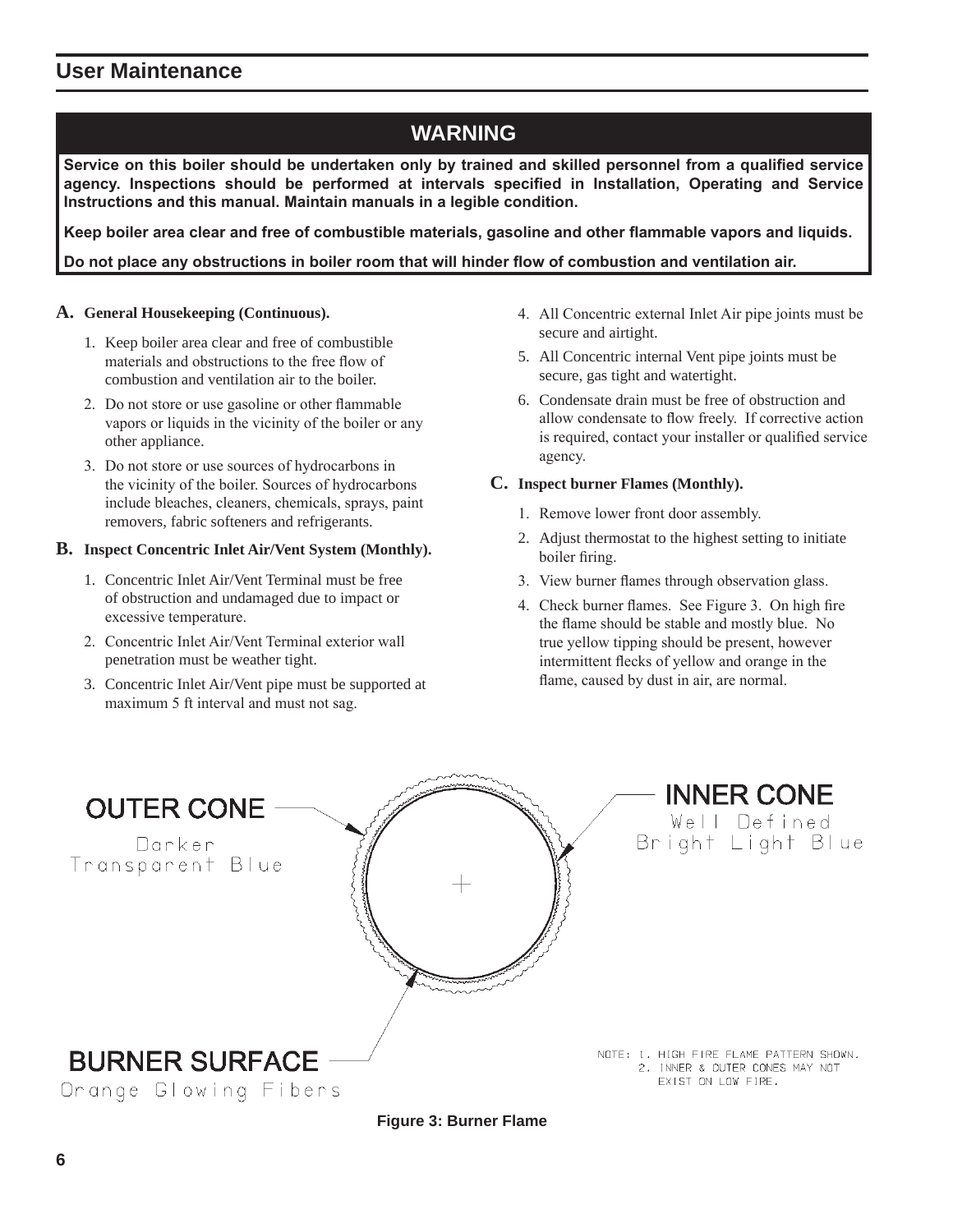## User Maintenance

**WARNING**

**Service on this boiler should be undertaken only by trained and skilled personnel from a qualified service agency. Inspections should be performed at intervals specified in Installation, Operating and Service Instructions and this manual. Maintain manuals in a legible condition.**

**Keep boiler area clear and free of combustible materials, gasoline and other flammable vapors and liquids.**

**Do not place any obstructions in boiler room that will hinder flow of combustion and ventilation air.**

**A. General Housekeeping (Continuous).**

1. Keep boiler area clear and free of combustible materials and obstructions to the free flow of combustion and ventilation air to the boiler.
2. Do not store or use gasoline or other flammable vapors or liquids in the vicinity of the boiler or any other appliance.
3. Do not store or use sources of hydrocarbons in the vicinity of the boiler. Sources of hydrocarbons include bleaches, cleaners, chemicals, sprays, paint removers, fabric softeners and refrigerants.

**B. Inspect Concentric Inlet Air/Vent System (Monthly).**

1. Concentric Inlet Air/Vent Terminal must be free of obstruction and undamaged due to impact or excessive temperature.
2. Concentric Inlet Air/Vent Terminal exterior wall penetration must be weather tight.
3. Concentric Inlet Air/Vent pipe must be supported at maximum 5 ft interval and must not sag.
4. All Concentric external Inlet Air pipe joints must be secure and airtight.
5. All Concentric internal Vent pipe joints must be secure, gas tight and watertight.
6. Condensate drain must be free of obstruction and allow condensate to flow freely. If corrective action is required, contact your installer or qualified service agency.

**C. Inspect burner Flames (Monthly).**

1. Remove lower front door assembly.
2. Adjust thermostat to the highest setting to initiate boiler firing.
3. View burner flames through observation glass.
4. Check burner flames. See Figure 3. On high fire the flame should be stable and mostly blue. No true yellow tipping should be present, however intermittent flecks of yellow and orange in the flame, caused by dust in air, are normal.

OUTER CONE
Darker Transparent Blue

INNER CONE
Well Defined Bright Light Blue

BURNER SURFACE
Orange Glowing Fibers

NOTE: 1. HIGH FIRE FLAME PATTERN SHOWN.
2. INNER & OUTER CONES MAY NOT EXIST ON LOW FIRE.

**Figure 3: Burner Flame**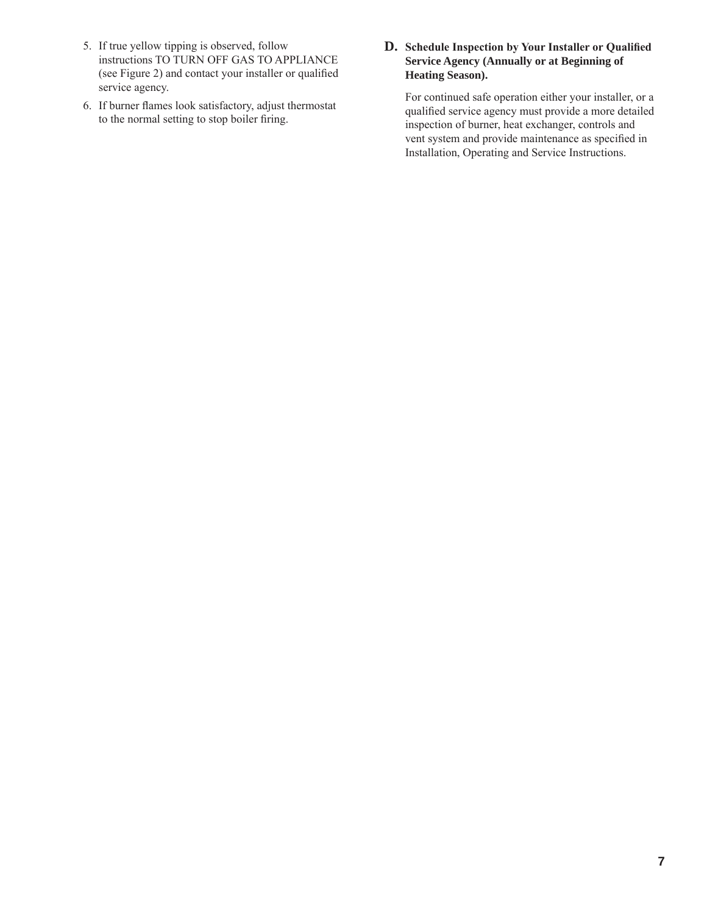5. If true yellow tipping is observed, follow instructions TO TURN OFF GAS TO APPLIANCE (see Figure 2) and contact your installer or qualified service agency.
6. If burner flames look satisfactory, adjust thermostat to the normal setting to stop boiler firing.

### D. Schedule Inspection by Your Installer or Qualified Service Agency (Annually or at Beginning of Heating Season).

For continued safe operation either your installer, or a qualified service agency must provide a more detailed inspection of burner, heat exchanger, controls and vent system and provide maintenance as specified in Installation, Operating and Service Instructions.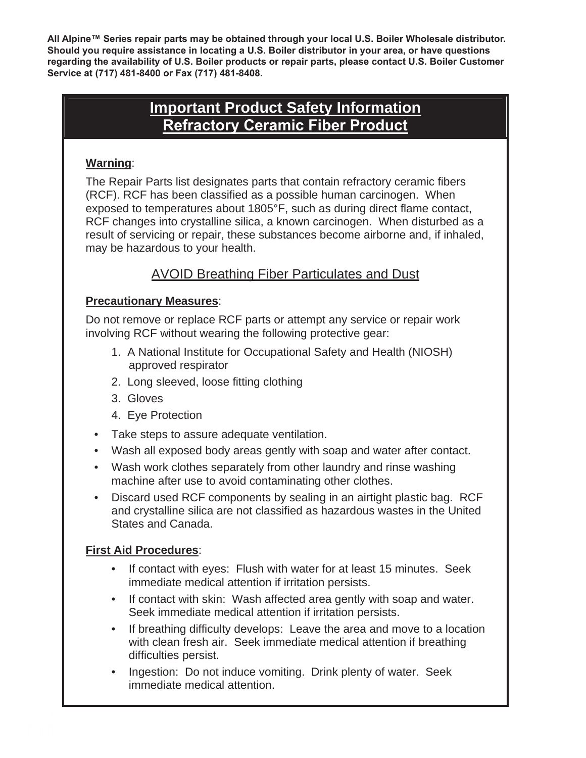**All Alpine™ Series repair parts may be obtained through your local U.S. Boiler Wholesale distributor. Should you require assistance in locating a U.S. Boiler distributor in your area, or have questions regarding the availability of U.S. Boiler products or repair parts, please contact U.S. Boiler Customer Service at (717) 481-8400 or Fax (717) 481-8408.**

## Important Product Safety Information
## Refractory Ceramic Fiber Product

**Warning**:

The Repair Parts list designates parts that contain refractory ceramic fibers (RCF). RCF has been classified as a possible human carcinogen. When exposed to temperatures about 1805°F, such as during direct flame contact, RCF changes into crystalline silica, a known carcinogen. When disturbed as a result of servicing or repair, these substances become airborne and, if inhaled, may be hazardous to your health.

AVOID Breathing Fiber Particulates and Dust

**Precautionary Measures**:

Do not remove or replace RCF parts or attempt any service or repair work involving RCF without wearing the following protective gear:

1. A National Institute for Occupational Safety and Health (NIOSH) approved respirator
2. Long sleeved, loose fitting clothing
3. Gloves
4. Eye Protection

- Take steps to assure adequate ventilation.
- Wash all exposed body areas gently with soap and water after contact.
- Wash work clothes separately from other laundry and rinse washing machine after use to avoid contaminating other clothes.
- Discard used RCF components by sealing in an airtight plastic bag. RCF and crystalline silica are not classified as hazardous wastes in the United States and Canada.

**First Aid Procedures**:

- If contact with eyes: Flush with water for at least 15 minutes. Seek immediate medical attention if irritation persists.
- If contact with skin: Wash affected area gently with soap and water. Seek immediate medical attention if irritation persists.
- If breathing difficulty develops: Leave the area and move to a location with clean fresh air. Seek immediate medical attention if breathing difficulties persist.
- Ingestion: Do not induce vomiting. Drink plenty of water. Seek immediate medical attention.